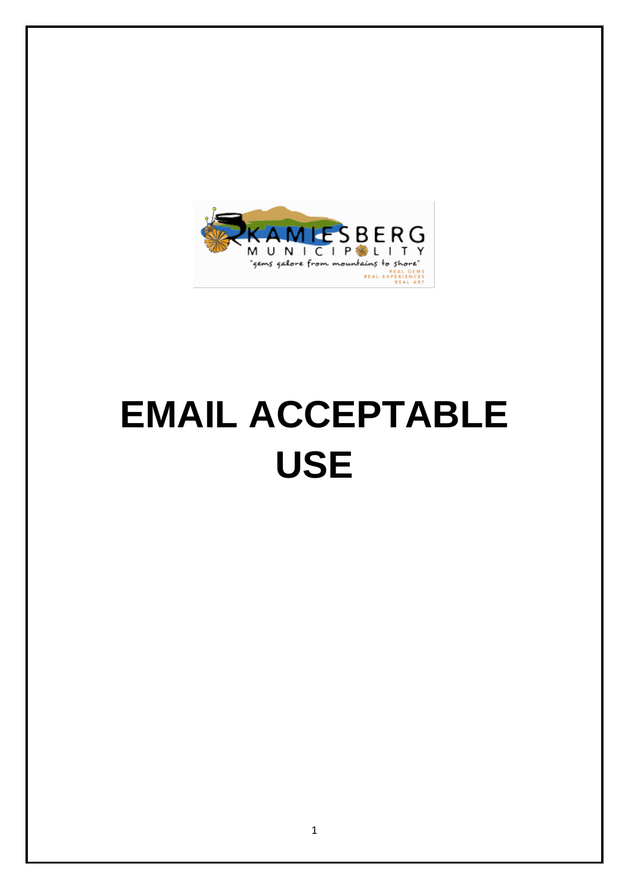KAMIESBERG MUNICIPALITY

"gems galore from mountains to shore"

REAL GEMS
REAL EXPERIENCES
REAL ART

# EMAIL ACCEPTABLE USE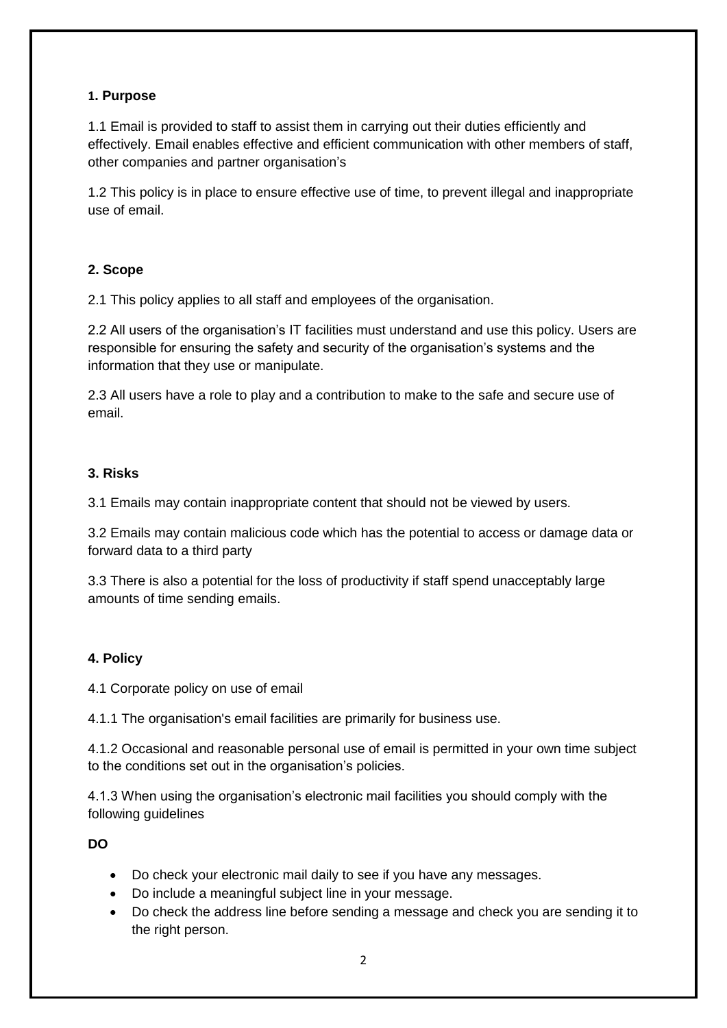## 1. Purpose

1.1 Email is provided to staff to assist them in carrying out their duties efficiently and effectively. Email enables effective and efficient communication with other members of staff, other companies and partner organisation's

1.2 This policy is in place to ensure effective use of time, to prevent illegal and inappropriate use of email.

## 2. Scope

2.1 This policy applies to all staff and employees of the organisation.

2.2 All users of the organisation's IT facilities must understand and use this policy. Users are responsible for ensuring the safety and security of the organisation's systems and the information that they use or manipulate.

2.3 All users have a role to play and a contribution to make to the safe and secure use of email.

## 3. Risks

3.1 Emails may contain inappropriate content that should not be viewed by users.

3.2 Emails may contain malicious code which has the potential to access or damage data or forward data to a third party

3.3 There is also a potential for the loss of productivity if staff spend unacceptably large amounts of time sending emails.

## 4. Policy

4.1 Corporate policy on use of email

4.1.1 The organisation's email facilities are primarily for business use.

4.1.2 Occasional and reasonable personal use of email is permitted in your own time subject to the conditions set out in the organisation's policies.

4.1.3 When using the organisation's electronic mail facilities you should comply with the following guidelines

**DO**

- Do check your electronic mail daily to see if you have any messages.
- Do include a meaningful subject line in your message.
- Do check the address line before sending a message and check you are sending it to the right person.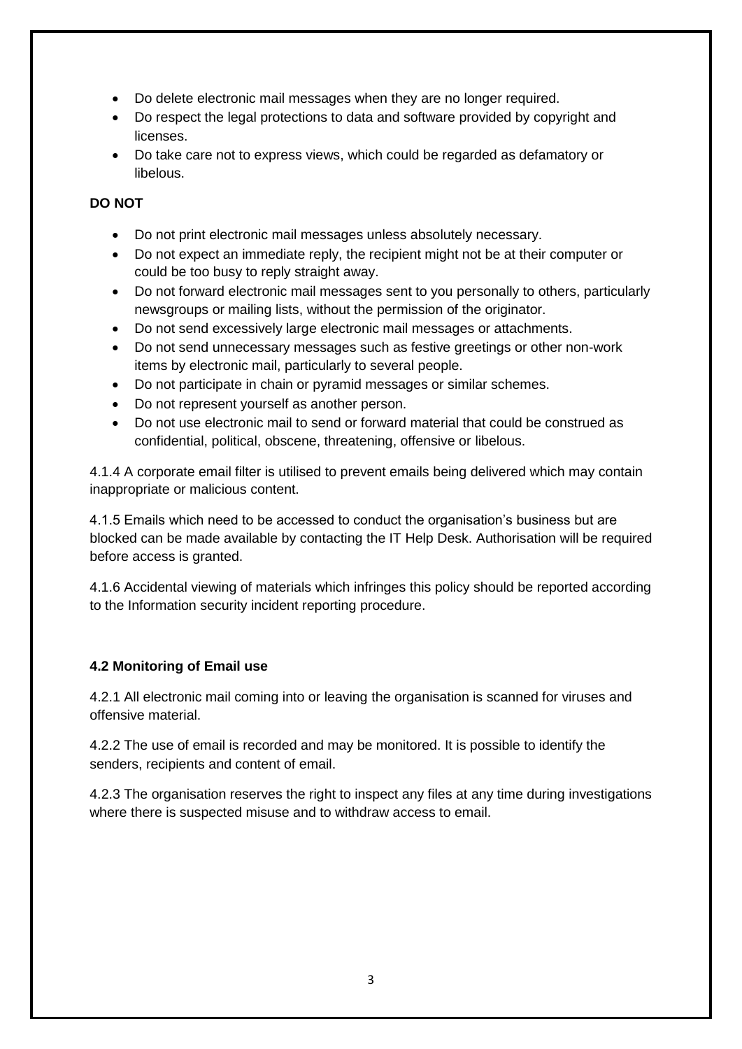- Do delete electronic mail messages when they are no longer required.
- Do respect the legal protections to data and software provided by copyright and licenses.
- Do take care not to express views, which could be regarded as defamatory or libelous.

**DO NOT**

- Do not print electronic mail messages unless absolutely necessary.
- Do not expect an immediate reply, the recipient might not be at their computer or could be too busy to reply straight away.
- Do not forward electronic mail messages sent to you personally to others, particularly newsgroups or mailing lists, without the permission of the originator.
- Do not send excessively large electronic mail messages or attachments.
- Do not send unnecessary messages such as festive greetings or other non-work items by electronic mail, particularly to several people.
- Do not participate in chain or pyramid messages or similar schemes.
- Do not represent yourself as another person.
- Do not use electronic mail to send or forward material that could be construed as confidential, political, obscene, threatening, offensive or libelous.

4.1.4 A corporate email filter is utilised to prevent emails being delivered which may contain inappropriate or malicious content.

4.1.5 Emails which need to be accessed to conduct the organisation's business but are blocked can be made available by contacting the IT Help Desk. Authorisation will be required before access is granted.

4.1.6 Accidental viewing of materials which infringes this policy should be reported according to the Information security incident reporting procedure.

### 4.2 Monitoring of Email use

4.2.1 All electronic mail coming into or leaving the organisation is scanned for viruses and offensive material.

4.2.2 The use of email is recorded and may be monitored. It is possible to identify the senders, recipients and content of email.

4.2.3 The organisation reserves the right to inspect any files at any time during investigations where there is suspected misuse and to withdraw access to email.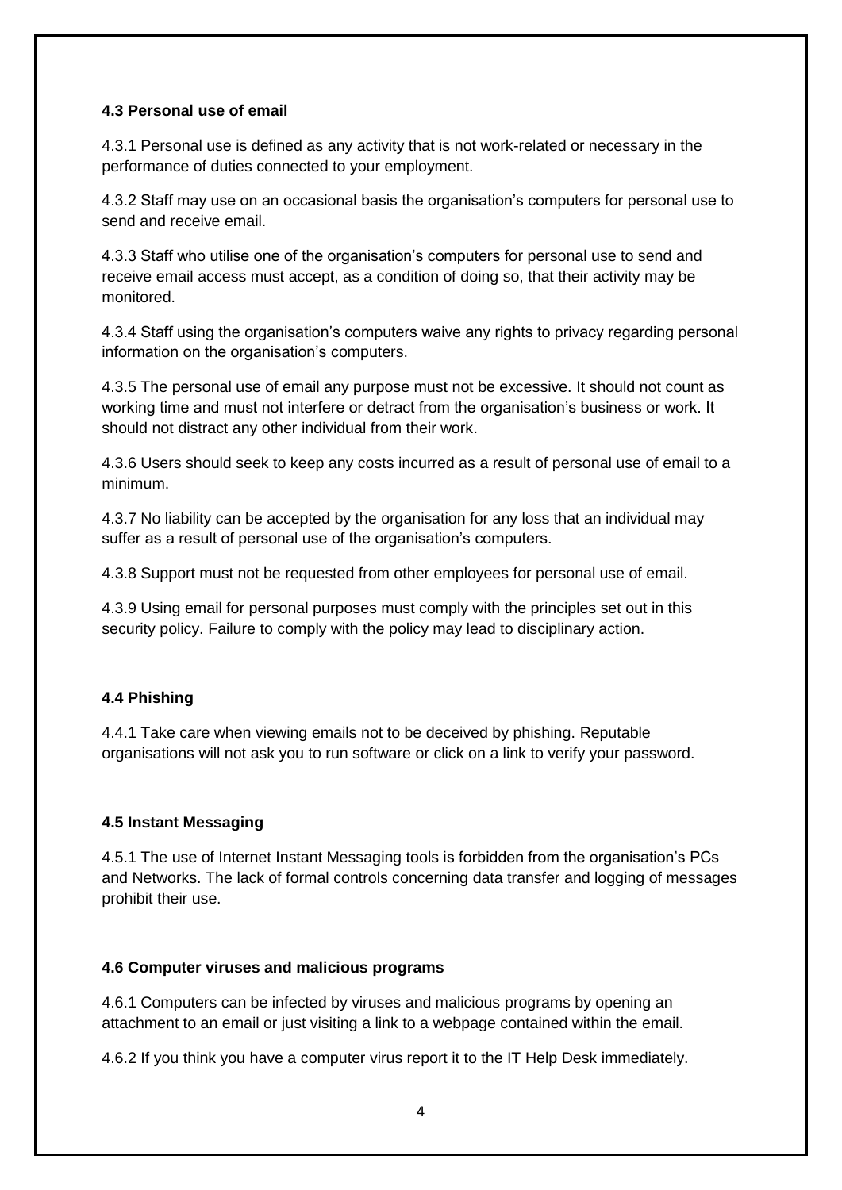### 4.3 Personal use of email

4.3.1 Personal use is defined as any activity that is not work-related or necessary in the performance of duties connected to your employment.

4.3.2 Staff may use on an occasional basis the organisation's computers for personal use to send and receive email.

4.3.3 Staff who utilise one of the organisation's computers for personal use to send and receive email access must accept, as a condition of doing so, that their activity may be monitored.

4.3.4 Staff using the organisation's computers waive any rights to privacy regarding personal information on the organisation's computers.

4.3.5 The personal use of email any purpose must not be excessive. It should not count as working time and must not interfere or detract from the organisation's business or work. It should not distract any other individual from their work.

4.3.6 Users should seek to keep any costs incurred as a result of personal use of email to a minimum.

4.3.7 No liability can be accepted by the organisation for any loss that an individual may suffer as a result of personal use of the organisation's computers.

4.3.8 Support must not be requested from other employees for personal use of email.

4.3.9 Using email for personal purposes must comply with the principles set out in this security policy. Failure to comply with the policy may lead to disciplinary action.

### 4.4 Phishing

4.4.1 Take care when viewing emails not to be deceived by phishing. Reputable organisations will not ask you to run software or click on a link to verify your password.

### 4.5 Instant Messaging

4.5.1 The use of Internet Instant Messaging tools is forbidden from the organisation's PCs and Networks. The lack of formal controls concerning data transfer and logging of messages prohibit their use.

### 4.6 Computer viruses and malicious programs

4.6.1 Computers can be infected by viruses and malicious programs by opening an attachment to an email or just visiting a link to a webpage contained within the email.

4.6.2 If you think you have a computer virus report it to the IT Help Desk immediately.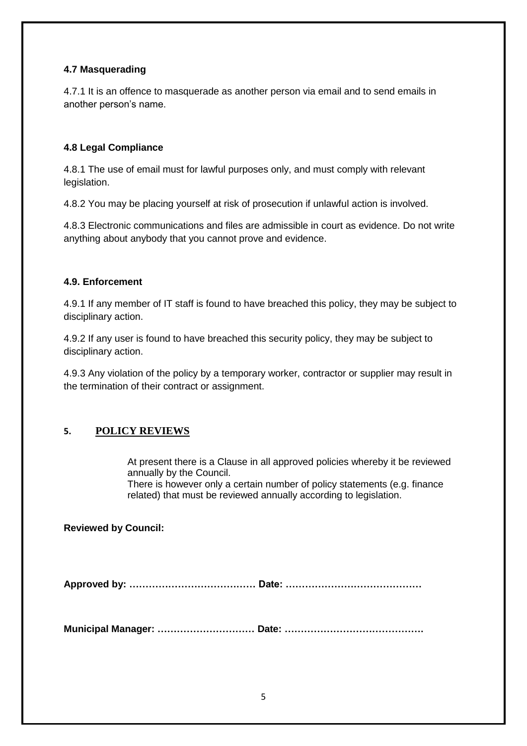#### 4.7 Masquerading

4.7.1 It is an offence to masquerade as another person via email and to send emails in another person's name.

#### 4.8 Legal Compliance

4.8.1 The use of email must for lawful purposes only, and must comply with relevant legislation.

4.8.2 You may be placing yourself at risk of prosecution if unlawful action is involved.

4.8.3 Electronic communications and files are admissible in court as evidence. Do not write anything about anybody that you cannot prove and evidence.

#### 4.9. Enforcement

4.9.1 If any member of IT staff is found to have breached this policy, they may be subject to disciplinary action.

4.9.2 If any user is found to have breached this security policy, they may be subject to disciplinary action.

4.9.3 Any violation of the policy by a temporary worker, contractor or supplier may result in the termination of their contract or assignment.

## 5. POLICY REVIEWS

At present there is a Clause in all approved policies whereby it be reviewed annually by the Council.
There is however only a certain number of policy statements (e.g. finance related) that must be reviewed annually according to legislation.

**Reviewed by Council:**

**Approved by: ………………………………… Date: ……………………………………**

**Municipal Manager: ………………………… Date: ……………………………………**